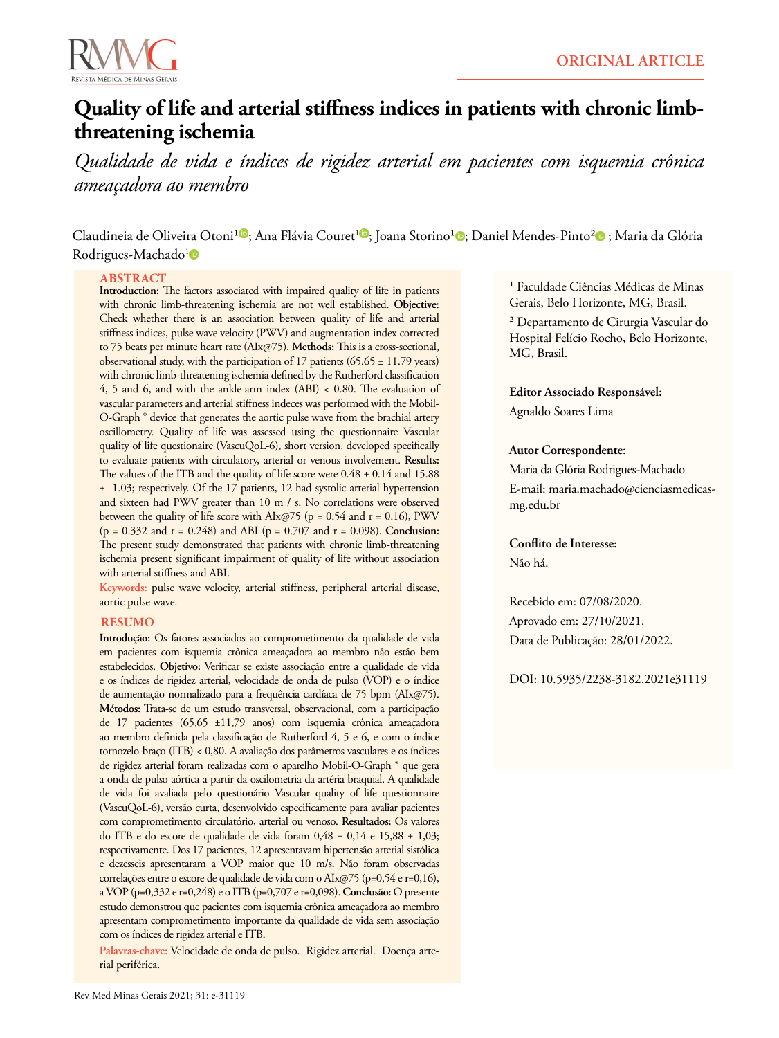ORIGINAL ARTICLE

# Quality of life and arterial stiffness indices in patients with chronic limb-threatening ischemia

## *Qualidade de vida e índices de rigidez arterial em pacientes com isquemia crônica ameaçadora ao membro*

Claudineia de Oliveira Otoni[1]; Ana Flávia Couret[1]; Joana Storino[1]; Daniel Mendes-Pinto[2]; Maria da Glória Rodrigues-Machado[1]

## ABSTRACT

**Introduction:** The factors associated with impaired quality of life in patients with chronic limb-threatening ischemia are not well established. **Objective:** Check whether there is an association between quality of life and arterial stiffness indices, pulse wave velocity (PWV) and augmentation index corrected to 75 beats per minute heart rate (AIx@75). **Methods:** This is a cross-sectional, observational study, with the participation of 17 patients (65.65 ± 11.79 years) with chronic limb-threatening ischemia defined by the Rutherford classification 4, 5 and 6, and with the ankle-arm index (ABI) < 0.80. The evaluation of vascular parameters and arterial stiffness indeces was performed with the Mobil-O-Graph ® device that generates the aortic pulse wave from the brachial artery oscillometry. Quality of life was assessed using the questionnaire Vascular quality of life questionaire (VascuQoL-6), short version, developed specifically to evaluate patients with circulatory, arterial or venous involvement. **Results:** The values of the ITB and the quality of life score were 0.48 ± 0.14 and 15.88 ± 1.03; respectively. Of the 17 patients, 12 had systolic arterial hypertension and sixteen had PWV greater than 10 m / s. No correlations were observed between the quality of life score with AIx@75 (p = 0.54 and r = 0.16), PWV (p = 0.332 and r = 0.248) and ABI (p = 0.707 and r = 0.098). **Conclusion:** The present study demonstrated that patients with chronic limb-threatening ischemia present significant impairment of quality of life without association with arterial stiffness and ABI.

**Keywords:** pulse wave velocity, arterial stiffness, peripheral arterial disease, aortic pulse wave.

## RESUMO

**Introdução:** Os fatores associados ao comprometimento da qualidade de vida em pacientes com isquemia crônica ameaçadora ao membro não estão bem estabelecidos. **Objetivo:** Verificar se existe associação entre a qualidade de vida e os índices de rigidez arterial, velocidade de onda de pulso (VOP) e o índice de aumentação normalizado para a frequência cardíaca de 75 bpm (AIx@75). **Métodos:** Trata-se de um estudo transversal, observacional, com a participação de 17 pacientes (65,65 ±11,79 anos) com isquemia crônica ameaçadora ao membro definida pela classificação de Rutherford 4, 5 e 6, e com o índice tornozelo-braço (ITB) < 0,80. A avaliação dos parâmetros vasculares e os índices de rigidez arterial foram realizadas com o aparelho Mobil-O-Graph ® que gera a onda de pulso aórtica a partir da oscilometria da artéria braquial. A qualidade de vida foi avaliada pelo questionário Vascular quality of life questionnaire (VascuQoL-6), versão curta, desenvolvido especificamente para avaliar pacientes com comprometimento circulatório, arterial ou venoso. **Resultados:** Os valores do ITB e do escore de qualidade de vida foram 0,48 ± 0,14 e 15,88 ± 1,03; respectivamente. Dos 17 pacientes, 12 apresentavam hipertensão arterial sistólica e dezesseis apresentaram a VOP maior que 10 m/s. Não foram observadas correlações entre o escore de qualidade de vida com o AIx@75 (p=0,54 e r=0,16), a VOP (p=0,332 e r=0,248) e o ITB (p=0,707 e r=0,098). **Conclusão:** O presente estudo demonstrou que pacientes com isquemia crônica ameaçadora ao membro apresentam comprometimento importante da qualidade de vida sem associação com os índices de rigidez arterial e ITB.

**Palavras-chave:** Velocidade de onda de pulso. Rigidez arterial. Doença arterial periférica.

[1] Faculdade Ciências Médicas de Minas Gerais, Belo Horizonte, MG, Brasil.

[2] Departamento de Cirurgia Vascular do Hospital Felício Rocho, Belo Horizonte, MG, Brasil.

**Editor Associado Responsável:**
Agnaldo Soares Lima

**Autor Correspondente:**
Maria da Glória Rodrigues-Machado
E-mail: maria.machado@cienciasmedicas-mg.edu.br

**Conflito de Interesse:**
Não há.

Recebido em: 07/08/2020.
Aprovado em: 27/10/2021.
Data de Publicação: 28/01/2022.

DOI: 10.5935/2238-3182.2021e31119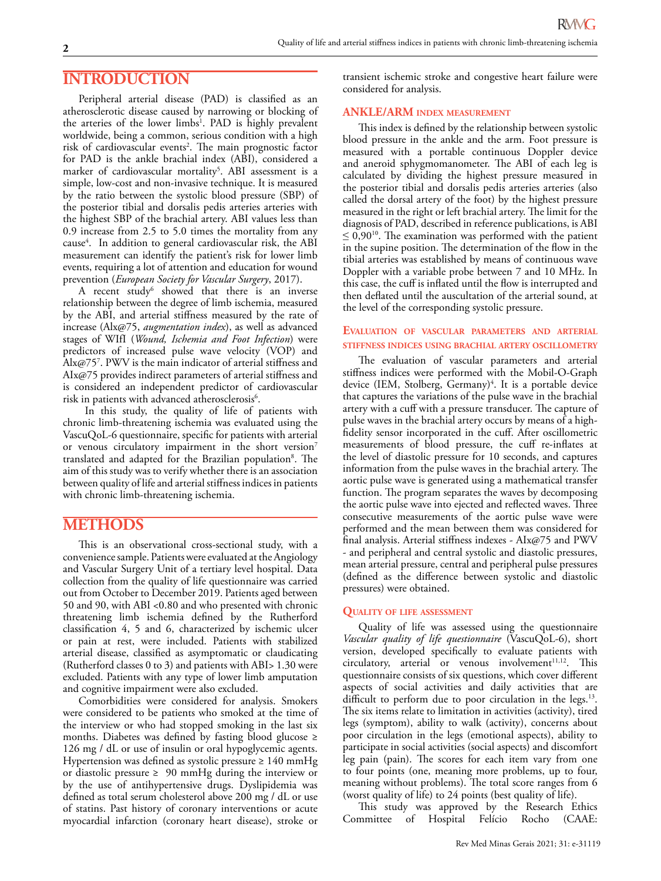## INTRODUCTION

Peripheral arterial disease (PAD) is classified as an atherosclerotic disease caused by narrowing or blocking of the arteries of the lower limbs[1]. PAD is highly prevalent worldwide, being a common, serious condition with a high risk of cardiovascular events[2]. The main prognostic factor for PAD is the ankle brachial index (ABI), considered a marker of cardiovascular mortality[3]. ABI assessment is a simple, low-cost and non-invasive technique. It is measured by the ratio between the systolic blood pressure (SBP) of the posterior tibial and dorsalis pedis arteries arteries with the highest SBP of the brachial artery. ABI values less than 0.9 increase from 2.5 to 5.0 times the mortality from any cause[4]. In addition to general cardiovascular risk, the ABI measurement can identify the patient's risk for lower limb events, requiring a lot of attention and education for wound prevention (*European Society for Vascular Surgery*, 2017).

A recent study[6] showed that there is an inverse relationship between the degree of limb ischemia, measured by the ABI, and arterial stiffness measured by the rate of increase (Alx@75, *augmentation index*), as well as advanced stages of WIfI (*Wound, Ischemia and Foot Infection*) were predictors of increased pulse wave velocity (VOP) and Alx@75[7]. PWV is the main indicator of arterial stiffness and AIx@75 provides indirect parameters of arterial stiffness and is considered an independent predictor of cardiovascular risk in patients with advanced atherosclerosis[6].

In this study, the quality of life of patients with chronic limb-threatening ischemia was evaluated using the VascuQoL-6 questionnaire, specific for patients with arterial or venous circulatory impairment in the short version[7] translated and adapted for the Brazilian population[8]. The aim of this study was to verify whether there is an association between quality of life and arterial stiffness indices in patients with chronic limb-threatening ischemia.

## METHODS

This is an observational cross-sectional study, with a convenience sample. Patients were evaluated at the Angiology and Vascular Surgery Unit of a tertiary level hospital. Data collection from the quality of life questionnaire was carried out from October to December 2019. Patients aged between 50 and 90, with ABI <0.80 and who presented with chronic threatening limb ischemia defined by the Rutherford classification 4, 5 and 6, characterized by ischemic ulcer or pain at rest, were included. Patients with stabilized arterial disease, classified as asymptomatic or claudicating (Rutherford classes 0 to 3) and patients with ABI> 1.30 were excluded. Patients with any type of lower limb amputation and cognitive impairment were also excluded.

Comorbidities were considered for analysis. Smokers were considered to be patients who smoked at the time of the interview or who had stopped smoking in the last six months. Diabetes was defined by fasting blood glucose ≥ 126 mg / dL or use of insulin or oral hypoglycemic agents. Hypertension was defined as systolic pressure ≥ 140 mmHg or diastolic pressure ≥ 90 mmHg during the interview or by the use of antihypertensive drugs. Dyslipidemia was defined as total serum cholesterol above 200 mg / dL or use of statins. Past history of coronary interventions or acute myocardial infarction (coronary heart disease), stroke or transient ischemic stroke and congestive heart failure were considered for analysis.

### ANKLE/ARM INDEX MEASUREMENT

This index is defined by the relationship between systolic blood pressure in the ankle and the arm. Foot pressure is measured with a portable continuous Doppler device and aneroid sphygmomanometer. The ABI of each leg is calculated by dividing the highest pressure measured in the posterior tibial and dorsalis pedis arteries arteries (also called the dorsal artery of the foot) by the highest pressure measured in the right or left brachial artery. The limit for the diagnosis of PAD, described in reference publications, is ABI ≤ 0,90[10]. The examination was performed with the patient in the supine position. The determination of the flow in the tibial arteries was established by means of continuous wave Doppler with a variable probe between 7 and 10 MHz. In this case, the cuff is inflated until the flow is interrupted and then deflated until the auscultation of the arterial sound, at the level of the corresponding systolic pressure.

### EVALUATION OF VASCULAR PARAMETERS AND ARTERIAL STIFFNESS INDICES USING BRACHIAL ARTERY OSCILLOMETRY

The evaluation of vascular parameters and arterial stiffness indices were performed with the Mobil-O-Graph device (IEM, Stolberg, Germany)[4]. It is a portable device that captures the variations of the pulse wave in the brachial artery with a cuff with a pressure transducer. The capture of pulse waves in the brachial artery occurs by means of a high-fidelity sensor incorporated in the cuff. After oscillometric measurements of blood pressure, the cuff re-inflates at the level of diastolic pressure for 10 seconds, and captures information from the pulse waves in the brachial artery. The aortic pulse wave is generated using a mathematical transfer function. The program separates the waves by decomposing the aortic pulse wave into ejected and reflected waves. Three consecutive measurements of the aortic pulse wave were performed and the mean between them was considered for final analysis. Arterial stiffness indexes - AIx@75 and PWV - and peripheral and central systolic and diastolic pressures, mean arterial pressure, central and peripheral pulse pressures (defined as the difference between systolic and diastolic pressures) were obtained.

### QUALITY OF LIFE ASSESSMENT

Quality of life was assessed using the questionnaire *Vascular quality of life questionnaire* (VascuQoL-6), short version, developed specifically to evaluate patients with circulatory, arterial or venous involvement[11,12]. This questionnaire consists of six questions, which cover different aspects of social activities and daily activities that are difficult to perform due to poor circulation in the legs.[13]. The six items relate to limitation in activities (activity), tired legs (symptom), ability to walk (activity), concerns about poor circulation in the legs (emotional aspects), ability to participate in social activities (social aspects) and discomfort leg pain (pain). The scores for each item vary from one to four points (one, meaning more problems, up to four, meaning without problems). The total score ranges from 6 (worst quality of life) to 24 points (best quality of life).

This study was approved by the Research Ethics Committee of Hospital Felício Rocho (CAAE: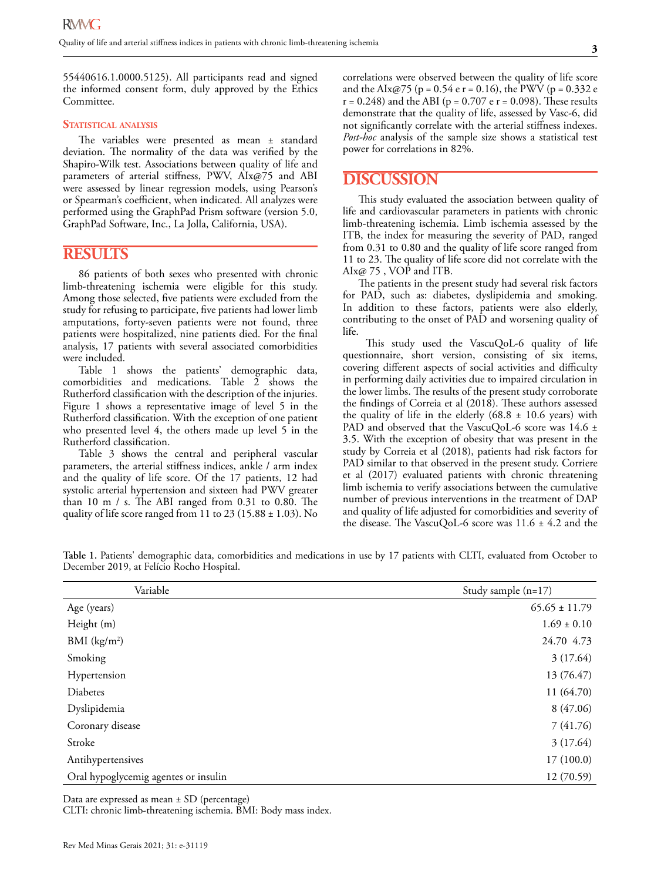55440616.1.0000.5125). All participants read and signed the informed consent form, duly approved by the Ethics Committee.

### Statistical analysis

The variables were presented as mean ± standard deviation. The normality of the data was verified by the Shapiro-Wilk test. Associations between quality of life and parameters of arterial stiffness, PWV, AIx@75 and ABI were assessed by linear regression models, using Pearson's or Spearman's coefficient, when indicated. All analyzes were performed using the GraphPad Prism software (version 5.0, GraphPad Software, Inc., La Jolla, California, USA).

## RESULTS

86 patients of both sexes who presented with chronic limb-threatening ischemia were eligible for this study. Among those selected, five patients were excluded from the study for refusing to participate, five patients had lower limb amputations, forty-seven patients were not found, three patients were hospitalized, nine patients died. For the final analysis, 17 patients with several associated comorbidities were included.

Table 1 shows the patients' demographic data, comorbidities and medications. Table 2 shows the Rutherford classification with the description of the injuries. Figure 1 shows a representative image of level 5 in the Rutherford classification. With the exception of one patient who presented level 4, the others made up level 5 in the Rutherford classification.

Table 3 shows the central and peripheral vascular parameters, the arterial stiffness indices, ankle / arm index and the quality of life score. Of the 17 patients, 12 had systolic arterial hypertension and sixteen had PWV greater than 10 m / s. The ABI ranged from 0.31 to 0.80. The quality of life score ranged from 11 to 23 (15.88 ± 1.03). No correlations were observed between the quality of life score and the AIx@75 ($p = 0.54$ e $r = 0.16$), the PWV ($p = 0.332$ e $r = 0.248$) and the ABI ($p = 0.707$ e $r = 0.098$). These results demonstrate that the quality of life, assessed by Vasc-6, did not significantly correlate with the arterial stiffness indexes. *Post-hoc* analysis of the sample size shows a statistical test power for correlations in 82%.

## DISCUSSION

This study evaluated the association between quality of life and cardiovascular parameters in patients with chronic limb-threatening ischemia. Limb ischemia assessed by the ITB, the index for measuring the severity of PAD, ranged from 0.31 to 0.80 and the quality of life score ranged from 11 to 23. The quality of life score did not correlate with the AIx@ 75 , VOP and ITB.

The patients in the present study had several risk factors for PAD, such as: diabetes, dyslipidemia and smoking. In addition to these factors, patients were also elderly, contributing to the onset of PAD and worsening quality of life.

This study used the VascuQoL-6 quality of life questionnaire, short version, consisting of six items, covering different aspects of social activities and difficulty in performing daily activities due to impaired circulation in the lower limbs. The results of the present study corroborate the findings of Correia et al (2018). These authors assessed the quality of life in the elderly (68.8 ± 10.6 years) with PAD and observed that the VascuQoL-6 score was 14.6 ± 3.5. With the exception of obesity that was present in the study by Correia et al (2018), patients had risk factors for PAD similar to that observed in the present study. Corriere et al (2017) evaluated patients with chronic threatening limb ischemia to verify associations between the cumulative number of previous interventions in the treatment of DAP and quality of life adjusted for comorbidities and severity of the disease. The VascuQoL-6 score was 11.6 ± 4.2 and the

**Table 1.** Patients' demographic data, comorbidities and medications in use by 17 patients with CLTI, evaluated from October to December 2019, at Felício Rocho Hospital.

| Variable | Study sample (n=17) |
|---|---|
| Age (years) | 65.65 ± 11.79 |
| Height (m) | 1.69 ± 0.10 |
| BMI (kg/m$^2$) | 24.70 4.73 |
| Smoking | 3 (17.64) |
| Hypertension | 13 (76.47) |
| Diabetes | 11 (64.70) |
| Dyslipidemia | 8 (47.06) |
| Coronary disease | 7 (41.76) |
| Stroke | 3 (17.64) |
| Antihypertensives | 17 (100.0) |
| Oral hypoglycemig agentes or insulin | 12 (70.59) |

Data are expressed as mean ± SD (percentage)
CLTI: chronic limb-threatening ischemia. BMI: Body mass index.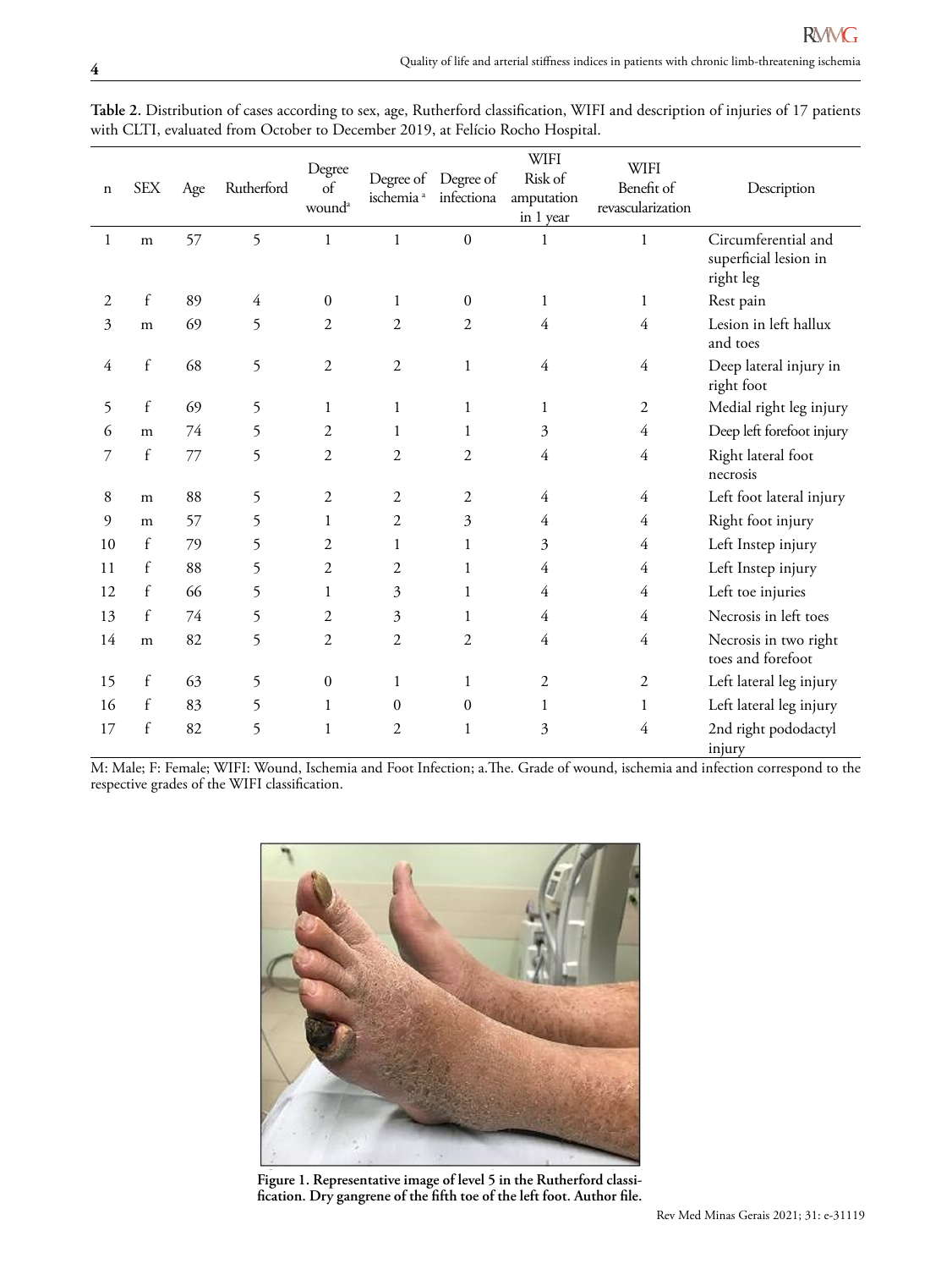**Table 2.** Distribution of cases according to sex, age, Rutherford classification, WIFI and description of injuries of 17 patients with CLTI, evaluated from October to December 2019, at Felício Rocho Hospital.

| n | SEX | Age | Rutherford | Degree of wound[a] | Degree of ischemia [a] | Degree of infectiona | WIFI Risk of amputation in 1 year | WIFI Benefit of revascularization | Description |
|---|---|---|---|---|---|---|---|---|---|
| 1 | m | 57 | 5 | 1 | 1 | 0 | 1 | 1 | Circumferential and superficial lesion in right leg |
| 2 | f | 89 | 4 | 0 | 1 | 0 | 1 | 1 | Rest pain |
| 3 | m | 69 | 5 | 2 | 2 | 2 | 4 | 4 | Lesion in left hallux and toes |
| 4 | f | 68 | 5 | 2 | 2 | 1 | 4 | 4 | Deep lateral injury in right foot |
| 5 | f | 69 | 5 | 1 | 1 | 1 | 1 | 2 | Medial right leg injury |
| 6 | m | 74 | 5 | 2 | 1 | 1 | 3 | 4 | Deep left forefoot injury |
| 7 | f | 77 | 5 | 2 | 2 | 2 | 4 | 4 | Right lateral foot necrosis |
| 8 | m | 88 | 5 | 2 | 2 | 2 | 4 | 4 | Left foot lateral injury |
| 9 | m | 57 | 5 | 1 | 2 | 3 | 4 | 4 | Right foot injury |
| 10 | f | 79 | 5 | 2 | 1 | 1 | 3 | 4 | Left Instep injury |
| 11 | f | 88 | 5 | 2 | 2 | 1 | 4 | 4 | Left Instep injury |
| 12 | f | 66 | 5 | 1 | 3 | 1 | 4 | 4 | Left toe injuries |
| 13 | f | 74 | 5 | 2 | 3 | 1 | 4 | 4 | Necrosis in left toes |
| 14 | m | 82 | 5 | 2 | 2 | 2 | 4 | 4 | Necrosis in two right toes and forefoot |
| 15 | f | 63 | 5 | 0 | 1 | 1 | 2 | 2 | Left lateral leg injury |
| 16 | f | 83 | 5 | 1 | 0 | 0 | 1 | 1 | Left lateral leg injury |
| 17 | f | 82 | 5 | 1 | 2 | 1 | 3 | 4 | 2nd right pododactyl injury |

M: Male; F: Female; WIFI: Wound, Ischemia and Foot Infection; a.The. Grade of wound, ischemia and infection correspond to the respective grades of the WIFI classification.

**Figure 1. Representative image of level 5 in the Rutherford classification. Dry gangrene of the fifth toe of the left foot. Author file.**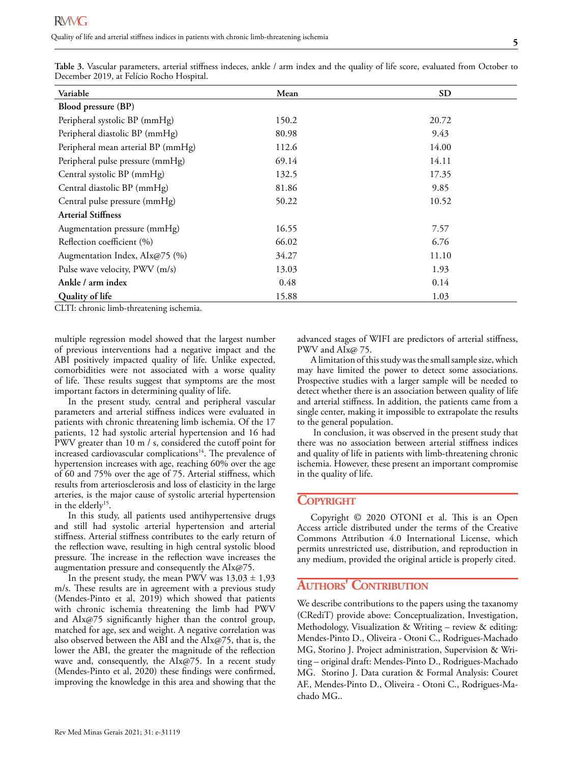**Table 3.** Vascular parameters, arterial stiffness indeces, ankle / arm index and the quality of life score, evaluated from October to December 2019, at Felício Rocho Hospital.

| Variable | Mean | SD |
|---|---|---|
| **Blood pressure (BP)** | | |
| Peripheral systolic BP (mmHg) | 150.2 | 20.72 |
| Peripheral diastolic BP (mmHg) | 80.98 | 9.43 |
| Peripheral mean arterial BP (mmHg) | 112.6 | 14.00 |
| Peripheral pulse pressure (mmHg) | 69.14 | 14.11 |
| Central systolic BP (mmHg) | 132.5 | 17.35 |
| Central diastolic BP (mmHg) | 81.86 | 9.85 |
| Central pulse pressure (mmHg) | 50.22 | 10.52 |
| **Arterial Stiffness** | | |
| Augmentation pressure (mmHg) | 16.55 | 7.57 |
| Reflection coefficient (%) | 66.02 | 6.76 |
| Augmentation Index, AIx@75 (%) | 34.27 | 11.10 |
| Pulse wave velocity, PWV (m/s) | 13.03 | 1.93 |
| **Ankle / arm index** | 0.48 | 0.14 |
| **Quality of life** | 15.88 | 1.03 |

CLTI: chronic limb-threatening ischemia.

multiple regression model showed that the largest number of previous interventions had a negative impact and the ABI positively impacted quality of life. Unlike expected, comorbidities were not associated with a worse quality of life. These results suggest that symptoms are the most important factors in determining quality of life.

In the present study, central and peripheral vascular parameters and arterial stiffness indices were evaluated in patients with chronic threatening limb ischemia. Of the 17 patients, 12 had systolic arterial hypertension and 16 had PWV greater than 10 m / s, considered the cutoff point for increased cardiovascular complications[14]. The prevalence of hypertension increases with age, reaching 60% over the age of 60 and 75% over the age of 75. Arterial stiffness, which results from arteriosclerosis and loss of elasticity in the large arteries, is the major cause of systolic arterial hypertension in the elderly[15].

In this study, all patients used antihypertensive drugs and still had systolic arterial hypertension and arterial stiffness. Arterial stiffness contributes to the early return of the reflection wave, resulting in high central systolic blood pressure. The increase in the reflection wave increases the augmentation pressure and consequently the AIx@75.

In the present study, the mean PWV was 13,03 ± 1,93 m/s. These results are in agreement with a previous study (Mendes-Pinto et al, 2019) which showed that patients with chronic ischemia threatening the limb had PWV and AIx@75 significantly higher than the control group, matched for age, sex and weight. A negative correlation was also observed between the ABI and the AIx@75, that is, the lower the ABI, the greater the magnitude of the reflection wave and, consequently, the AIx@75. In a recent study (Mendes-Pinto et al, 2020) these findings were confirmed, improving the knowledge in this area and showing that the advanced stages of WIFI are predictors of arterial stiffness, PWV and AIx@ 75.

A limitation of this study was the small sample size, which may have limited the power to detect some associations. Prospective studies with a larger sample will be needed to detect whether there is an association between quality of life and arterial stiffness. In addition, the patients came from a single center, making it impossible to extrapolate the results to the general population.

In conclusion, it was observed in the present study that there was no association between arterial stiffness indices and quality of life in patients with limb-threatening chronic ischemia. However, these present an important compromise in the quality of life.

## Copyright

Copyright © 2020 OTONI et al. This is an Open Access article distributed under the terms of the Creative Commons Attribution 4.0 International License, which permits unrestricted use, distribution, and reproduction in any medium, provided the original article is properly cited.

## Authors' Contribution

We describe contributions to the papers using the taxanomy (CRediT) provide above: Conceptualization, Investigation, Methodology, Visualization & Writing – review & editing: Mendes-Pinto D., Oliveira - Otoni C., Rodrigues-Machado MG, Storino J. Project administration, Supervision & Writing – original draft: Mendes-Pinto D., Rodrigues-Machado MG. Storino J. Data curation & Formal Analysis: Couret AF., Mendes-Pinto D., Oliveira - Otoni C., Rodrigues-Machado MG..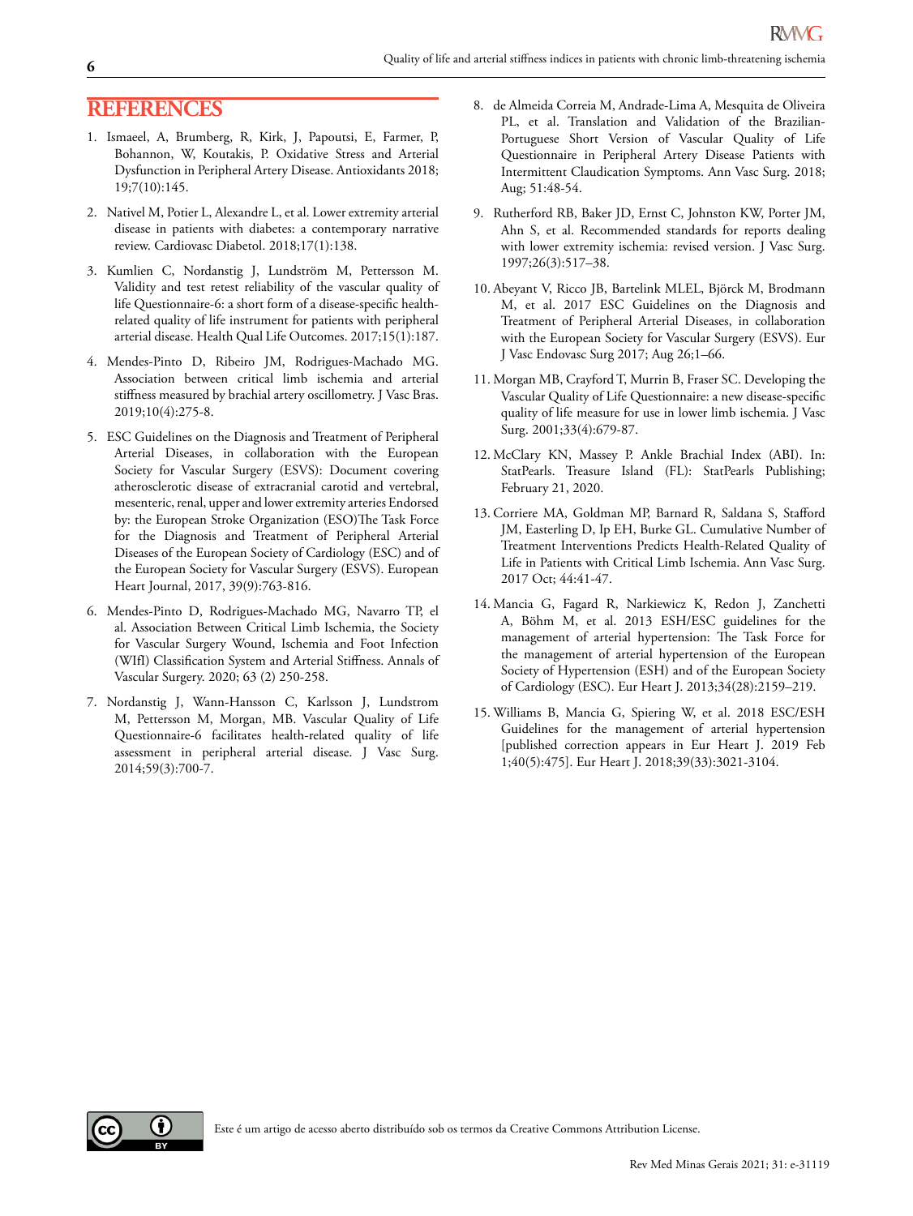## REFERENCES

1. Ismaeel, A, Brumberg, R, Kirk, J, Papoutsi, E, Farmer, P, Bohannon, W, Koutakis, P. Oxidative Stress and Arterial Dysfunction in Peripheral Artery Disease. Antioxidants 2018; 19;7(10):145.

2. Nativel M, Potier L, Alexandre L, et al. Lower extremity arterial disease in patients with diabetes: a contemporary narrative review. Cardiovasc Diabetol. 2018;17(1):138.

3. Kumlien C, Nordanstig J, Lundström M, Pettersson M. Validity and test retest reliability of the vascular quality of life Questionnaire-6: a short form of a disease-specific health-related quality of life instrument for patients with peripheral arterial disease. Health Qual Life Outcomes. 2017;15(1):187.

4. Mendes-Pinto D, Ribeiro JM, Rodrigues-Machado MG. Association between critical limb ischemia and arterial stiffness measured by brachial artery oscillometry. J Vasc Bras. 2019;10(4):275-8.

5. ESC Guidelines on the Diagnosis and Treatment of Peripheral Arterial Diseases, in collaboration with the European Society for Vascular Surgery (ESVS): Document covering atherosclerotic disease of extracranial carotid and vertebral, mesenteric, renal, upper and lower extremity arteries Endorsed by: the European Stroke Organization (ESO)The Task Force for the Diagnosis and Treatment of Peripheral Arterial Diseases of the European Society of Cardiology (ESC) and of the European Society for Vascular Surgery (ESVS). European Heart Journal, 2017, 39(9):763-816.

6. Mendes-Pinto D, Rodrigues-Machado MG, Navarro TP, el al. Association Between Critical Limb Ischemia, the Society for Vascular Surgery Wound, Ischemia and Foot Infection (WIfI) Classification System and Arterial Stiffness. Annals of Vascular Surgery. 2020; 63 (2) 250-258.

7. Nordanstig J, Wann-Hansson C, Karlsson J, Lundstrom M, Pettersson M, Morgan, MB. Vascular Quality of Life Questionnaire-6 facilitates health-related quality of life assessment in peripheral arterial disease. J Vasc Surg. 2014;59(3):700-7.

8. de Almeida Correia M, Andrade-Lima A, Mesquita de Oliveira PL, et al. Translation and Validation of the Brazilian-Portuguese Short Version of Vascular Quality of Life Questionnaire in Peripheral Artery Disease Patients with Intermittent Claudication Symptoms. Ann Vasc Surg. 2018; Aug; 51:48-54.

9. Rutherford RB, Baker JD, Ernst C, Johnston KW, Porter JM, Ahn S, et al. Recommended standards for reports dealing with lower extremity ischemia: revised version. J Vasc Surg. 1997;26(3):517–38.

10. Abeyant V, Ricco JB, Bartelink MLEL, Björck M, Brodmann M, et al. 2017 ESC Guidelines on the Diagnosis and Treatment of Peripheral Arterial Diseases, in collaboration with the European Society for Vascular Surgery (ESVS). Eur J Vasc Endovasc Surg 2017; Aug 26;1–66.

11. Morgan MB, Crayford T, Murrin B, Fraser SC. Developing the Vascular Quality of Life Questionnaire: a new disease-specific quality of life measure for use in lower limb ischemia. J Vasc Surg. 2001;33(4):679-87.

12. McClary KN, Massey P. Ankle Brachial Index (ABI). In: StatPearls. Treasure Island (FL): StatPearls Publishing; February 21, 2020.

13. Corriere MA, Goldman MP, Barnard R, Saldana S, Stafford JM, Easterling D, Ip EH, Burke GL. Cumulative Number of Treatment Interventions Predicts Health-Related Quality of Life in Patients with Critical Limb Ischemia. Ann Vasc Surg. 2017 Oct; 44:41-47.

14. Mancia G, Fagard R, Narkiewicz K, Redon J, Zanchetti A, Böhm M, et al. 2013 ESH/ESC guidelines for the management of arterial hypertension: The Task Force for the management of arterial hypertension of the European Society of Hypertension (ESH) and of the European Society of Cardiology (ESC). Eur Heart J. 2013;34(28):2159–219.

15. Williams B, Mancia G, Spiering W, et al. 2018 ESC/ESH Guidelines for the management of arterial hypertension [published correction appears in Eur Heart J. 2019 Feb 1;40(5):475]. Eur Heart J. 2018;39(33):3021-3104.

Este é um artigo de acesso aberto distribuído sob os termos da Creative Commons Attribution License.